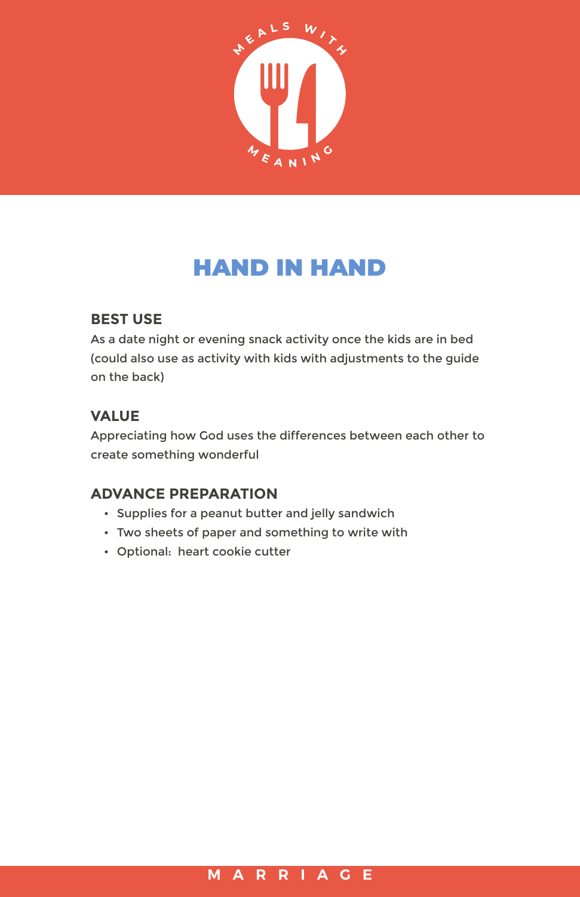MEALS WITH MEANING

# HAND IN HAND

### BEST USE

As a date night or evening snack activity once the kids are in bed (could also use as activity with kids with adjustments to the guide on the back)

### VALUE

Appreciating how God uses the differences between each other to create something wonderful

### ADVANCE PREPARATION

- Supplies for a peanut butter and jelly sandwich
- Two sheets of paper and something to write with
- Optional:  heart cookie cutter

MARRIAGE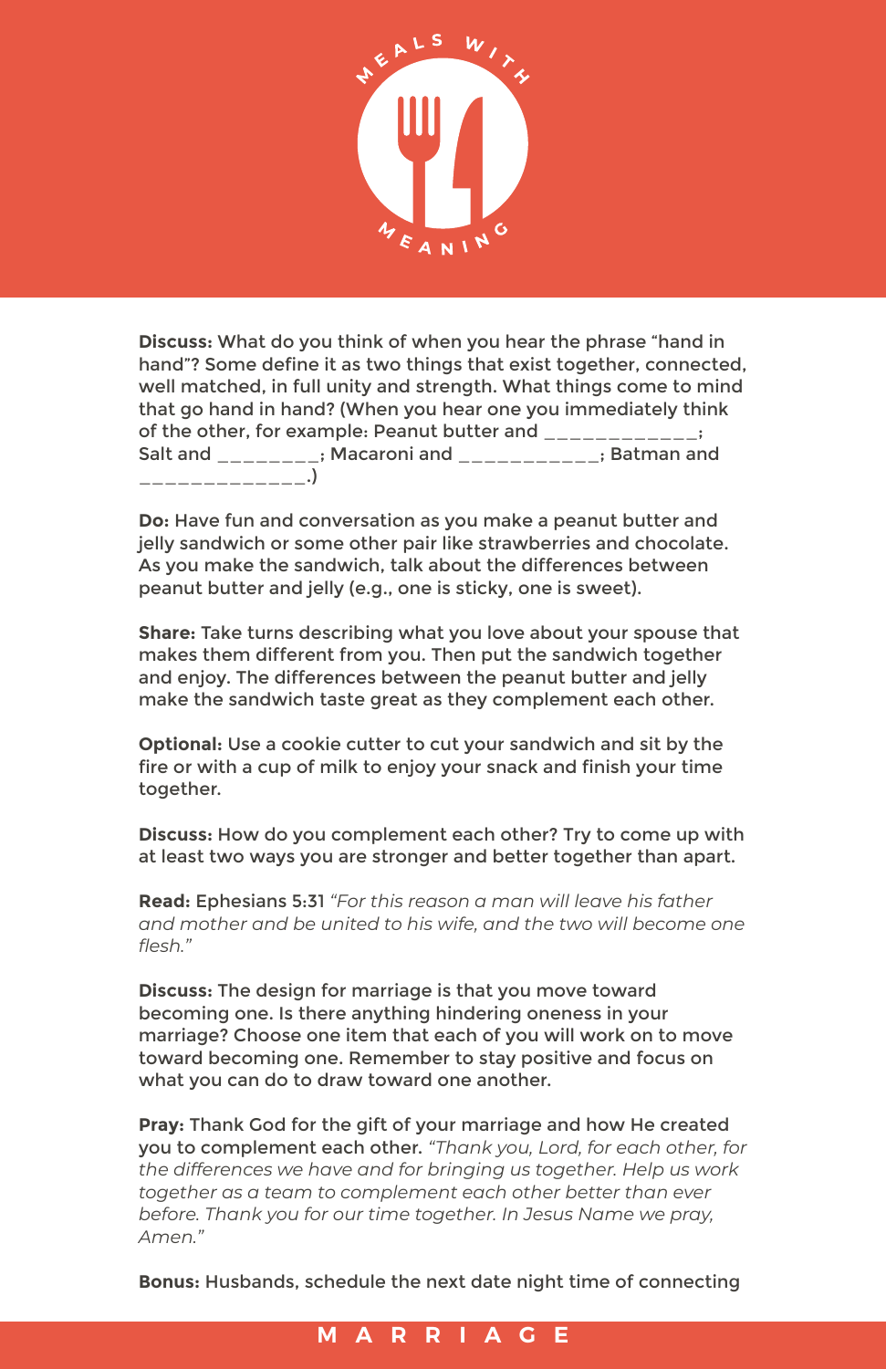MEALS WITH MEANING

**Discuss:** What do you think of when you hear the phrase "hand in hand"? Some define it as two things that exist together, connected, well matched, in full unity and strength. What things come to mind that go hand in hand? (When you hear one you immediately think of the other, for example: Peanut butter and ____________; Salt and ________; Macaroni and ___________; Batman and _____________.)

**Do:** Have fun and conversation as you make a peanut butter and jelly sandwich or some other pair like strawberries and chocolate. As you make the sandwich, talk about the differences between peanut butter and jelly (e.g., one is sticky, one is sweet).

**Share:** Take turns describing what you love about your spouse that makes them different from you. Then put the sandwich together and enjoy. The differences between the peanut butter and jelly make the sandwich taste great as they complement each other.

**Optional:** Use a cookie cutter to cut your sandwich and sit by the fire or with a cup of milk to enjoy your snack and finish your time together.

**Discuss:** How do you complement each other? Try to come up with at least two ways you are stronger and better together than apart.

**Read:** Ephesians 5:31 *"For this reason a man will leave his father and mother and be united to his wife, and the two will become one flesh."*

**Discuss:** The design for marriage is that you move toward becoming one. Is there anything hindering oneness in your marriage? Choose one item that each of you will work on to move toward becoming one. Remember to stay positive and focus on what you can do to draw toward one another.

**Pray:** Thank God for the gift of your marriage and how He created you to complement each other. *"Thank you, Lord, for each other, for the differences we have and for bringing us together. Help us work together as a team to complement each other better than ever before. Thank you for our time together. In Jesus Name we pray, Amen."*

**Bonus:** Husbands, schedule the next date night time of connecting

MARRIAGE